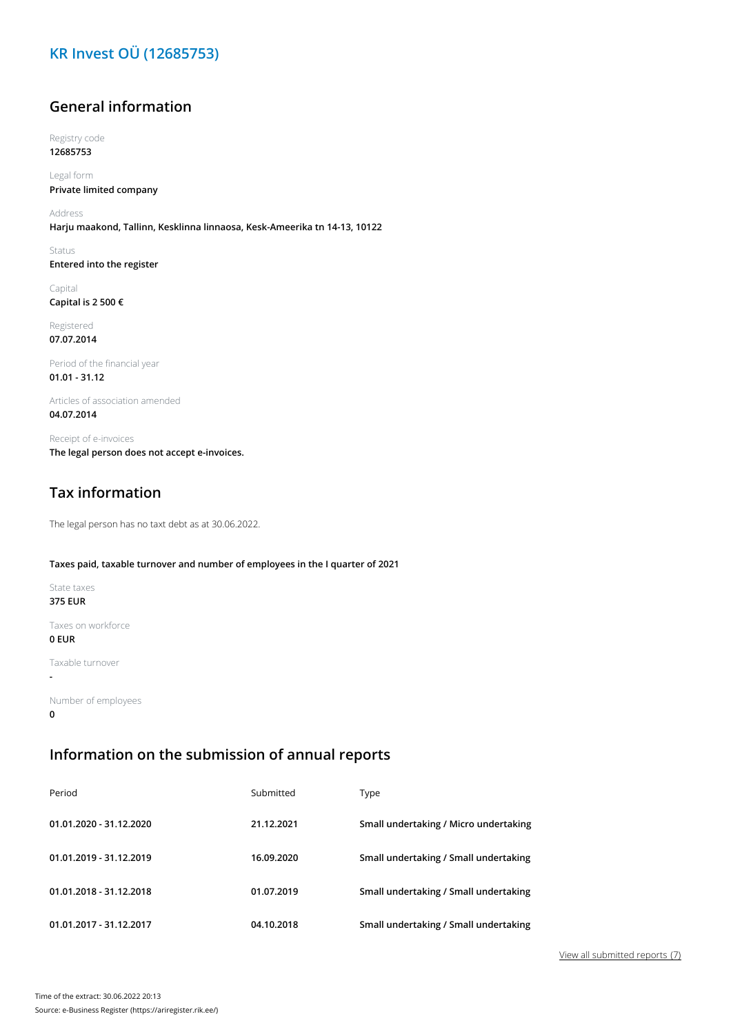# KR Invest OÜ (12685753)

## General information

Registry code
**12685753**

Legal form
**Private limited company**

Address
**Harju maakond, Tallinn, Kesklinna linnaosa, Kesk-Ameerika tn 14-13, 10122**

Status
**Entered into the register**

Capital
**Capital is 2 500 €**

Registered
**07.07.2014**

Period of the financial year
**01.01 - 31.12**

Articles of association amended
**04.07.2014**

Receipt of e-invoices
**The legal person does not accept e-invoices.**

## Tax information

The legal person has no taxt debt as at 30.06.2022.

**Taxes paid, taxable turnover and number of employees in the I quarter of 2021**

State taxes
**375 EUR**

Taxes on workforce
**0 EUR**

Taxable turnover
**-**

Number of employees
**0**

## Information on the submission of annual reports

| Period | Submitted | Type |
|---|---|---|
| **01.01.2020 - 31.12.2020** | **21.12.2021** | **Small undertaking / Micro undertaking** |
| **01.01.2019 - 31.12.2019** | **16.09.2020** | **Small undertaking / Small undertaking** |
| **01.01.2018 - 31.12.2018** | **01.07.2019** | **Small undertaking / Small undertaking** |
| **01.01.2017 - 31.12.2017** | **04.10.2018** | **Small undertaking / Small undertaking** |

View all submitted reports (7)

Time of the extract: 30.06.2022 20:13
Source: e-Business Register (https://ariregister.rik.ee/)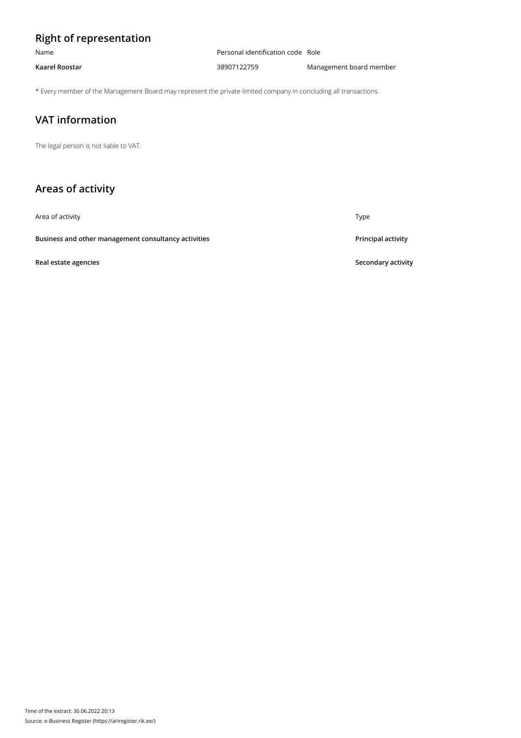## Right of representation

| Name | Personal identification code | Role |
|---|---|---|
| **Kaarel Roostar** | 38907122759 | Management board member |

* Every member of the Management Board may represent the private limited company in concluding all transactions.

## VAT information

The legal person is not liable to VAT.

## Areas of activity

| Area of activity | Type |
|---|---|
| **Business and other management consultancy activities** | **Principal activity** |
| **Real estate agencies** | **Secondary activity** |

Time of the extract: 30.06.2022 20:13
Source: e-Business Register (https://ariregister.rik.ee/)